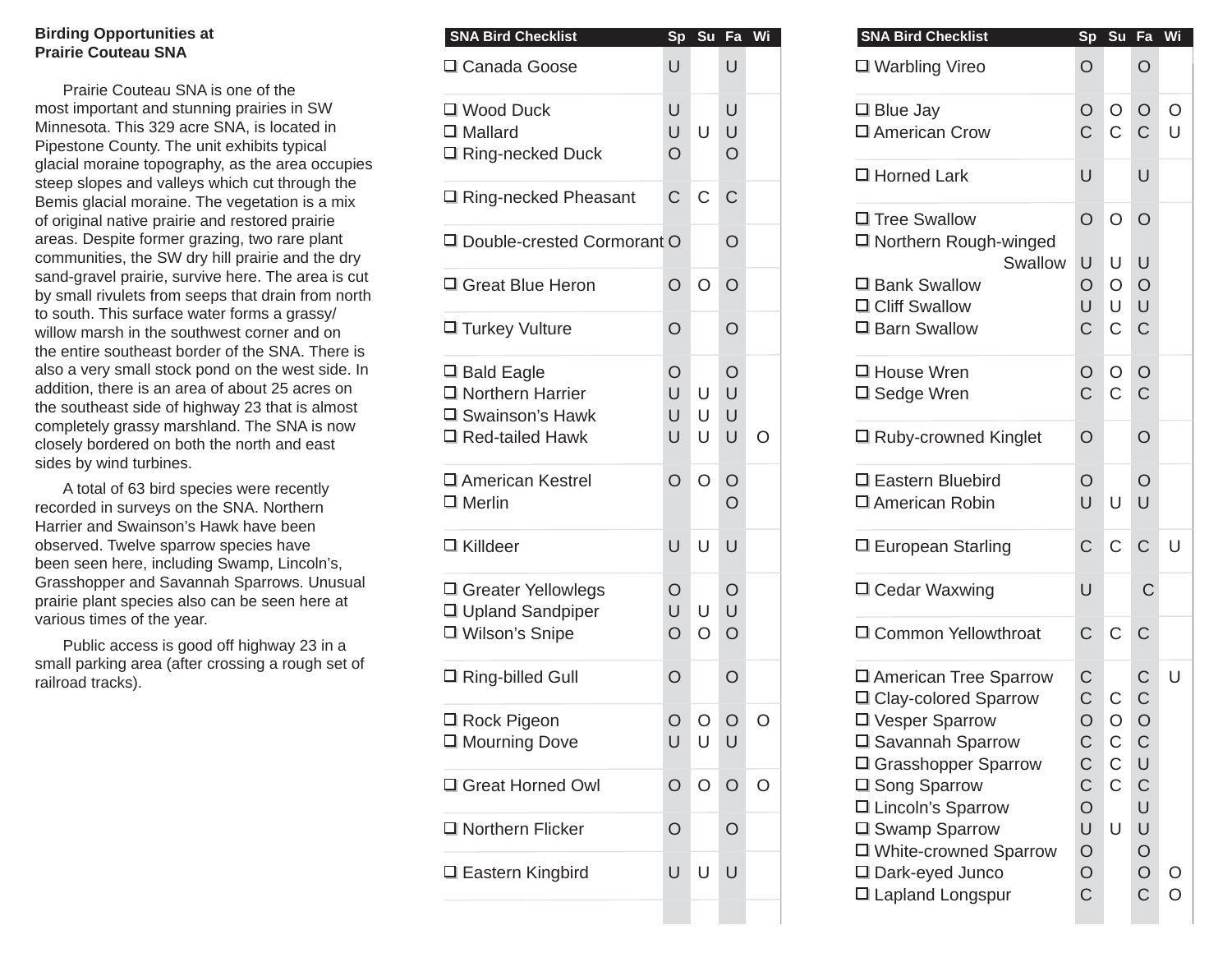**Birding Opportunities at Prairie Couteau SNA**

Prairie Couteau SNA is one of the most important and stunning prairies in SW Minnesota. This 329 acre SNA, is located in Pipestone County. The unit exhibits typical glacial moraine topography, as the area occupies steep slopes and valleys which cut through the Bemis glacial moraine. The vegetation is a mix of original native prairie and restored prairie areas. Despite former grazing, two rare plant communities, the SW dry hill prairie and the dry sand-gravel prairie, survive here. The area is cut by small rivulets from seeps that drain from north to south. This surface water forms a grassy/ willow marsh in the southwest corner and on the entire southeast border of the SNA. There is also a very small stock pond on the west side. In addition, there is an area of about 25 acres on the southeast side of highway 23 that is almost completely grassy marshland. The SNA is now closely bordered on both the north and east sides by wind turbines.

A total of 63 bird species were recently recorded in surveys on the SNA. Northern Harrier and Swainson's Hawk have been observed. Twelve sparrow species have been seen here, including Swamp, Lincoln's, Grasshopper and Savannah Sparrows. Unusual prairie plant species also can be seen here at various times of the year.

Public access is good off highway 23 in a small parking area (after crossing a rough set of railroad tracks).

| SNA Bird Checklist | Sp | Su | Fa | Wi |
|---|---|---|---|---|
| ❑ Canada Goose | U | | U | |
| ❑ Wood Duck | U | | U | |
| ❑ Mallard | U | U | U | |
| ❑ Ring-necked Duck | O | | O | |
| ❑ Ring-necked Pheasant | C | C | C | |
| ❑ Double-crested Cormorant | O | | O | |
| ❑ Great Blue Heron | O | O | O | |
| ❑ Turkey Vulture | O | | O | |
| ❑ Bald Eagle | O | | O | |
| ❑ Northern Harrier | U | U | U | |
| ❑ Swainson's Hawk | U | U | U | |
| ❑ Red-tailed Hawk | U | U | U | O |
| ❑ American Kestrel | O | O | O | |
| ❑ Merlin | | | O | |
| ❑ Killdeer | U | U | U | |
| ❑ Greater Yellowlegs | O | | O | |
| ❑ Upland Sandpiper | U | U | U | |
| ❑ Wilson's Snipe | O | O | O | |
| ❑ Ring-billed Gull | O | | O | |
| ❑ Rock Pigeon | O | O | O | O |
| ❑ Mourning Dove | U | U | U | |
| ❑ Great Horned Owl | O | O | O | O |
| ❑ Northern Flicker | O | | O | |
| ❑ Eastern Kingbird | U | U | U | |

| SNA Bird Checklist | Sp | Su | Fa | Wi |
|---|---|---|---|---|
| ❑ Warbling Vireo | O | | O | |
| ❑ Blue Jay | O | O | O | O |
| ❑ American Crow | C | C | C | U |
| ❑ Horned Lark | U | | U | |
| ❑ Tree Swallow | O | O | O | |
| ❑ Northern Rough-winged Swallow | U | U | U | |
| ❑ Bank Swallow | O | O | O | |
| ❑ Cliff Swallow | U | U | U | |
| ❑ Barn Swallow | C | C | C | |
| ❑ House Wren | O | O | O | |
| ❑ Sedge Wren | C | C | C | |
| ❑ Ruby-crowned Kinglet | O | | O | |
| ❑ Eastern Bluebird | O | | O | |
| ❑ American Robin | U | U | U | |
| ❑ European Starling | C | C | C | U |
| ❑ Cedar Waxwing | U | | C | |
| ❑ Common Yellowthroat | C | C | C | |
| ❑ American Tree Sparrow | C | | C | U |
| ❑ Clay-colored Sparrow | C | C | C | |
| ❑ Vesper Sparrow | O | O | O | |
| ❑ Savannah Sparrow | C | C | C | |
| ❑ Grasshopper Sparrow | C | C | U | |
| ❑ Song Sparrow | C | C | C | |
| ❑ Lincoln's Sparrow | O | | U | |
| ❑ Swamp Sparrow | U | U | U | |
| ❑ White-crowned Sparrow | O | | O | |
| ❑ Dark-eyed Junco | O | | O | O |
| ❑ Lapland Longspur | C | | C | O |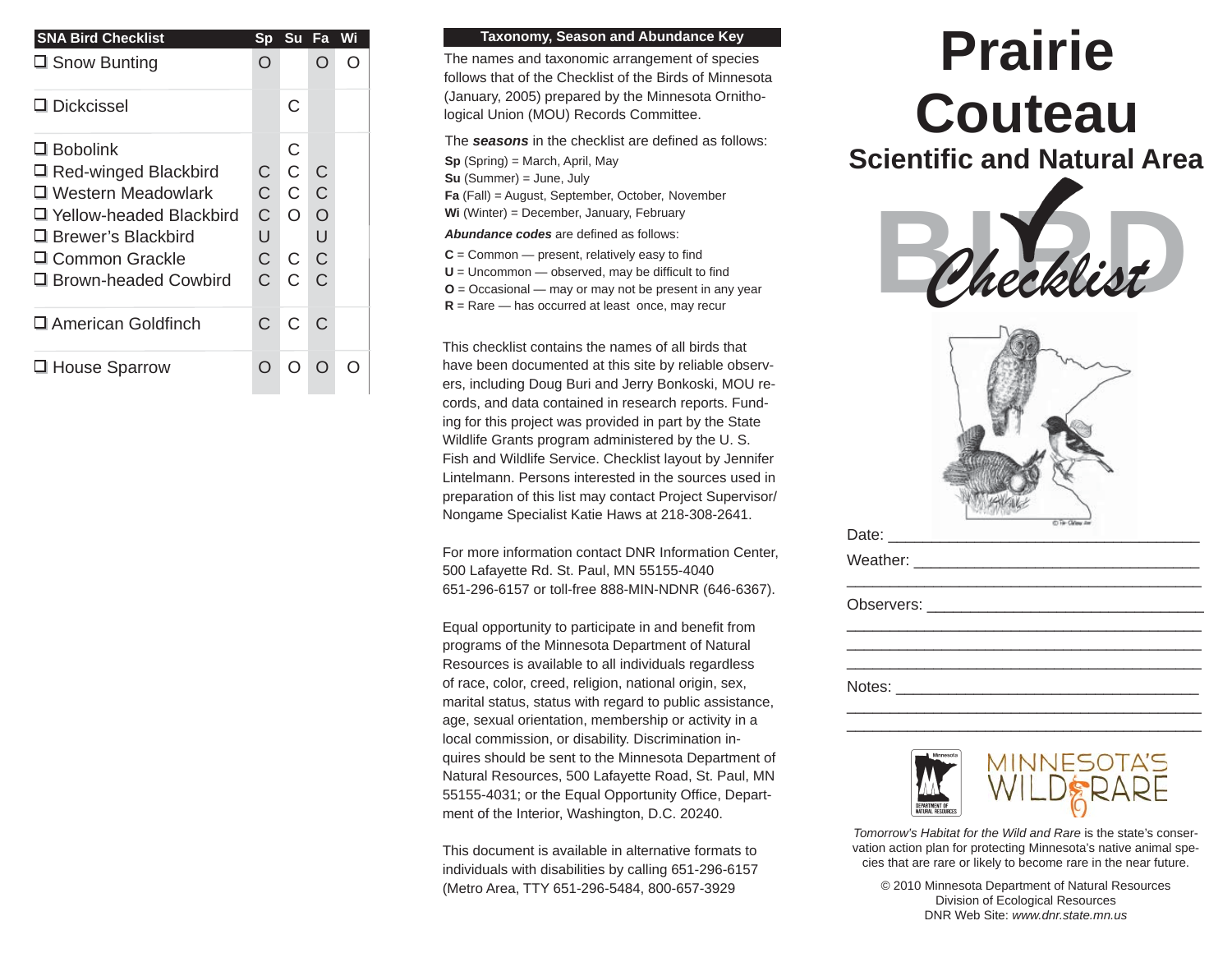| SNA Bird Checklist | Sp | Su | Fa | Wi |
|---|---|---|---|---|
| ❑ Snow Bunting | O | | O | O |
| ❑ Dickcissel | | C | | |
| ❑ Bobolink | | C | | |
| ❑ Red-winged Blackbird | C | C | C | |
| ❑ Western Meadowlark | C | C | C | |
| ❑ Yellow-headed Blackbird | C | O | O | |
| ❑ Brewer's Blackbird | U | | U | |
| ❑ Common Grackle | C | C | C | |
| ❑ Brown-headed Cowbird | C | C | C | |
| ❑ American Goldfinch | C | C | C | |
| ❑ House Sparrow | O | O | O | O |

## Taxonomy, Season and Abundance Key

The names and taxonomic arrangement of species follows that of the Checklist of the Birds of Minnesota (January, 2005) prepared by the Minnesota Ornithological Union (MOU) Records Committee.

The ***seasons*** in the checklist are defined as follows:

**Sp** (Spring) = March, April, May
**Su** (Summer) = June, July
**Fa** (Fall) = August, September, October, November
**Wi** (Winter) = December, January, February

***Abundance codes*** are defined as follows:

**C** = Common — present, relatively easy to find
**U** = Uncommon — observed, may be difficult to find
**O** = Occasional — may or may not be present in any year
**R** = Rare — has occurred at least once, may recur

This checklist contains the names of all birds that have been documented at this site by reliable observers, including Doug Buri and Jerry Bonkoski, MOU records, and data contained in research reports. Funding for this project was provided in part by the State Wildlife Grants program administered by the U. S. Fish and Wildlife Service. Checklist layout by Jennifer Lintelmann. Persons interested in the sources used in preparation of this list may contact Project Supervisor/ Nongame Specialist Katie Haws at 218-308-2641.

For more information contact DNR Information Center, 500 Lafayette Rd. St. Paul, MN 55155-4040
651-296-6157 or toll-free 888-MIN-NDNR (646-6367).

Equal opportunity to participate in and benefit from programs of the Minnesota Department of Natural Resources is available to all individuals regardless of race, color, creed, religion, national origin, sex, marital status, status with regard to public assistance, age, sexual orientation, membership or activity in a local commission, or disability. Discrimination inquires should be sent to the Minnesota Department of Natural Resources, 500 Lafayette Road, St. Paul, MN 55155-4031; or the Equal Opportunity Office, Department of the Interior, Washington, D.C. 20240.

This document is available in alternative formats to individuals with disabilities by calling 651-296-6157 (Metro Area, TTY 651-296-5484, 800-657-3929

# Prairie Couteau

## Scientific and Natural Area

# BIRD Checklist

Date: ____________________________________

Weather: __________________________________

__________________________________________

Observers: ________________________________

__________________________________________

__________________________________________

__________________________________________

Notes: ___________________________________

__________________________________________

__________________________________________

MINNESOTA'S WILD & RARE

*Tomorrow's Habitat for the Wild and Rare* is the state's conservation action plan for protecting Minnesota's native animal species that are rare or likely to become rare in the near future.

© 2010 Minnesota Department of Natural Resources
Division of Ecological Resources
DNR Web Site: *www.dnr.state.mn.us*